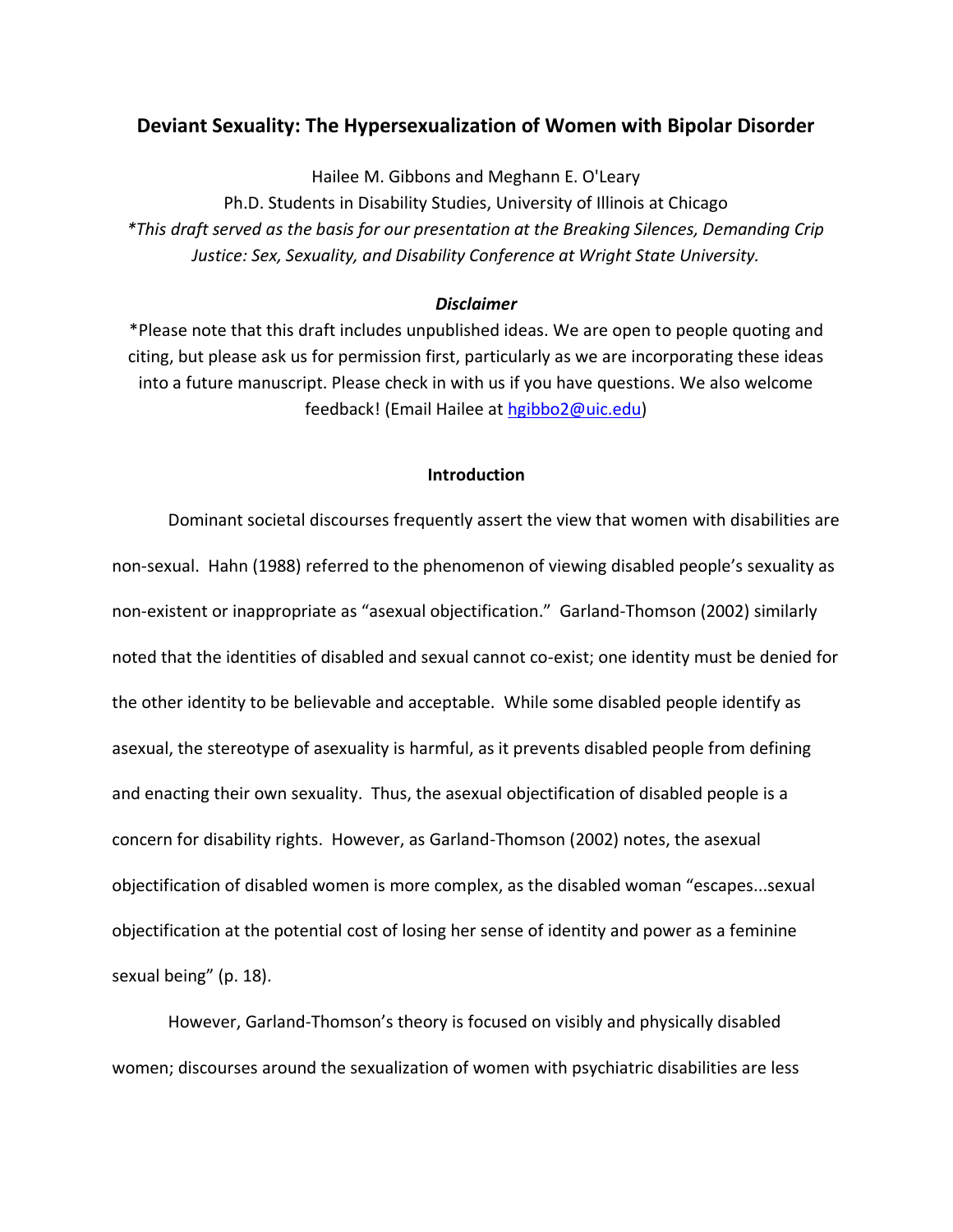# Deviant Sexuality: The Hypersexualization of Women with Bipolar Disorder

Hailee M. Gibbons and Meghann E. O'Leary

Ph.D. Students in Disability Studies, University of Illinois at Chicago

*\*This draft served as the basis for our presentation at the Breaking Silences, Demanding Crip Justice: Sex, Sexuality, and Disability Conference at Wright State University.*

### *Disclaimer*

*Please note that this draft includes unpublished ideas. We are open to people quoting and citing, but please ask us for permission first, particularly as we are incorporating these ideas into a future manuscript. Please check in with us if you have questions. We also welcome feedback! (Email Hailee at [hgibbo2@uic.edu](mailto:hgibbo2@uic.edu))

## Introduction

Dominant societal discourses frequently assert the view that women with disabilities are non-sexual. Hahn (1988) referred to the phenomenon of viewing disabled people's sexuality as non-existent or inappropriate as "asexual objectification." Garland-Thomson (2002) similarly noted that the identities of disabled and sexual cannot co-exist; one identity must be denied for the other identity to be believable and acceptable. While some disabled people identify as asexual, the stereotype of asexuality is harmful, as it prevents disabled people from defining and enacting their own sexuality. Thus, the asexual objectification of disabled people is a concern for disability rights. However, as Garland-Thomson (2002) notes, the asexual objectification of disabled women is more complex, as the disabled woman "escapes...sexual objectification at the potential cost of losing her sense of identity and power as a feminine sexual being" (p. 18).

However, Garland-Thomson's theory is focused on visibly and physically disabled women; discourses around the sexualization of women with psychiatric disabilities are less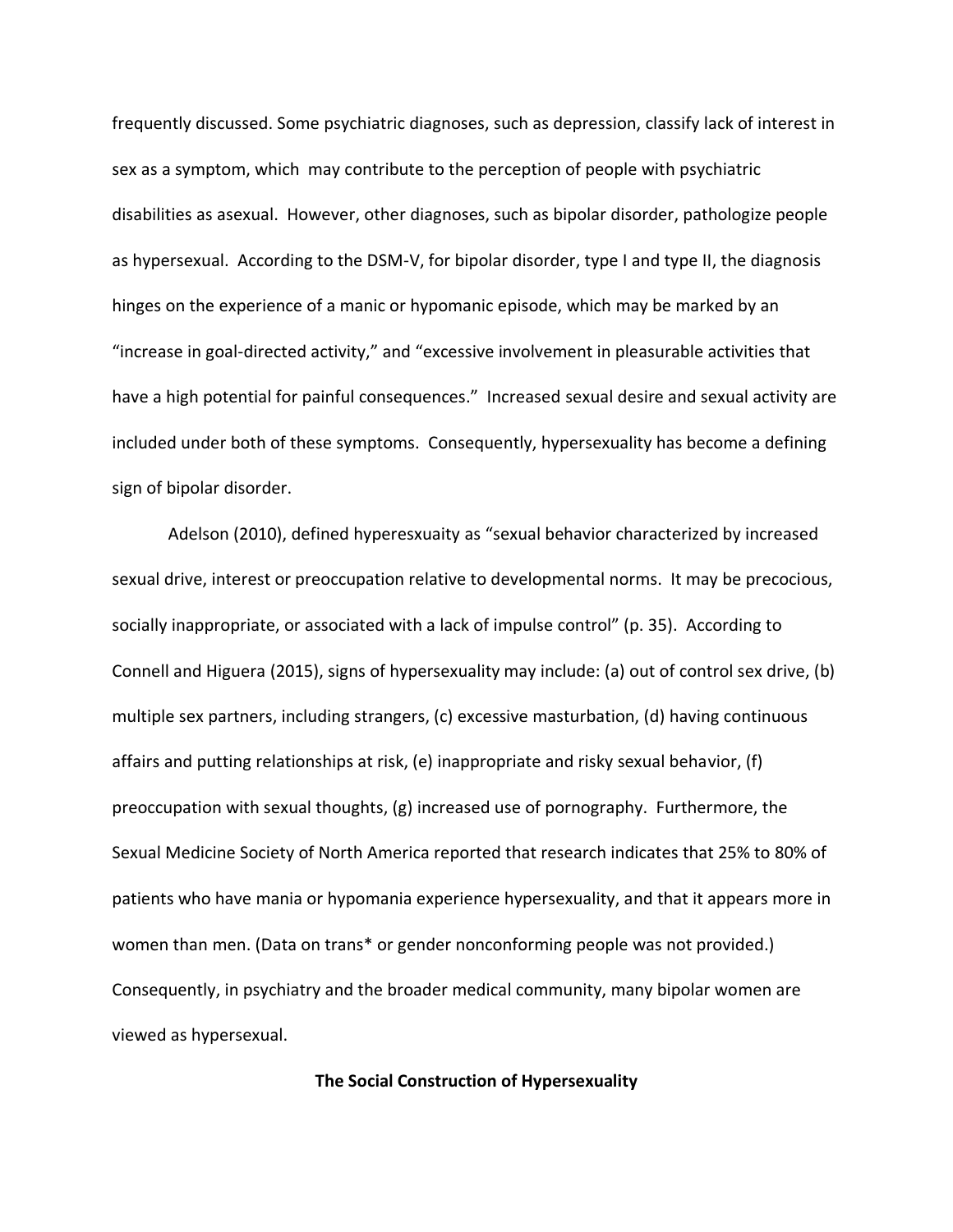frequently discussed. Some psychiatric diagnoses, such as depression, classify lack of interest in sex as a symptom, which may contribute to the perception of people with psychiatric disabilities as asexual. However, other diagnoses, such as bipolar disorder, pathologize people as hypersexual. According to the DSM-V, for bipolar disorder, type I and type II, the diagnosis hinges on the experience of a manic or hypomanic episode, which may be marked by an "increase in goal-directed activity," and "excessive involvement in pleasurable activities that have a high potential for painful consequences." Increased sexual desire and sexual activity are included under both of these symptoms. Consequently, hypersexuality has become a defining sign of bipolar disorder.

Adelson (2010), defined hyperesxuaity as "sexual behavior characterized by increased sexual drive, interest or preoccupation relative to developmental norms. It may be precocious, socially inappropriate, or associated with a lack of impulse control" (p. 35). According to Connell and Higuera (2015), signs of hypersexuality may include: (a) out of control sex drive, (b) multiple sex partners, including strangers, (c) excessive masturbation, (d) having continuous affairs and putting relationships at risk, (e) inappropriate and risky sexual behavior, (f) preoccupation with sexual thoughts, (g) increased use of pornography. Furthermore, the Sexual Medicine Society of North America reported that research indicates that 25% to 80% of patients who have mania or hypomania experience hypersexuality, and that it appears more in women than men. (Data on trans* or gender nonconforming people was not provided.) Consequently, in psychiatry and the broader medical community, many bipolar women are viewed as hypersexual.

## The Social Construction of Hypersexuality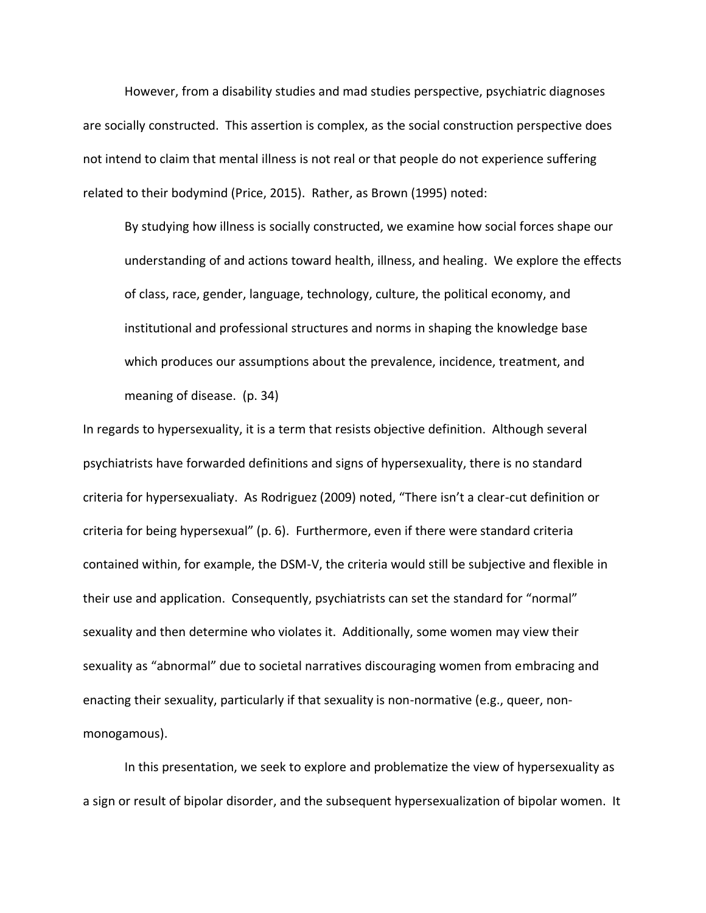However, from a disability studies and mad studies perspective, psychiatric diagnoses are socially constructed. This assertion is complex, as the social construction perspective does not intend to claim that mental illness is not real or that people do not experience suffering related to their bodymind (Price, 2015). Rather, as Brown (1995) noted:

> By studying how illness is socially constructed, we examine how social forces shape our understanding of and actions toward health, illness, and healing. We explore the effects of class, race, gender, language, technology, culture, the political economy, and institutional and professional structures and norms in shaping the knowledge base which produces our assumptions about the prevalence, incidence, treatment, and meaning of disease. (p. 34)

In regards to hypersexuality, it is a term that resists objective definition. Although several psychiatrists have forwarded definitions and signs of hypersexuality, there is no standard criteria for hypersexualiaty. As Rodriguez (2009) noted, "There isn't a clear-cut definition or criteria for being hypersexual" (p. 6). Furthermore, even if there were standard criteria contained within, for example, the DSM-V, the criteria would still be subjective and flexible in their use and application. Consequently, psychiatrists can set the standard for "normal" sexuality and then determine who violates it. Additionally, some women may view their sexuality as "abnormal" due to societal narratives discouraging women from embracing and enacting their sexuality, particularly if that sexuality is non-normative (e.g., queer, non-monogamous).

In this presentation, we seek to explore and problematize the view of hypersexuality as a sign or result of bipolar disorder, and the subsequent hypersexualization of bipolar women. It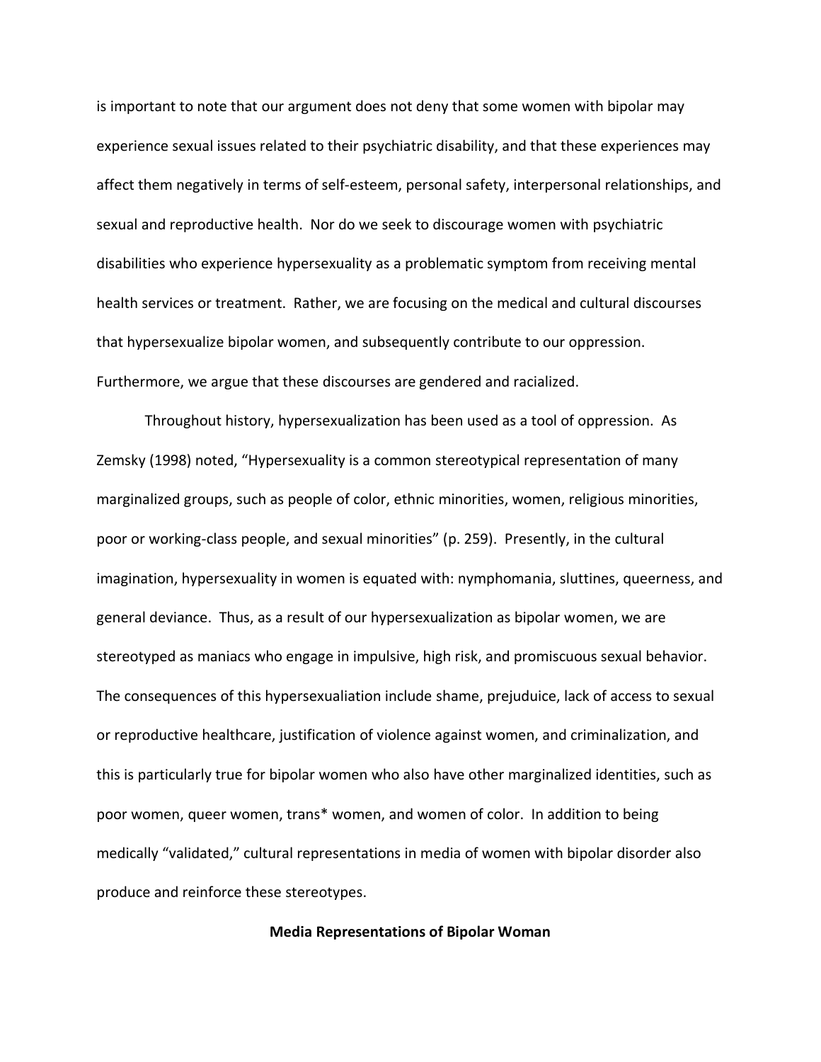is important to note that our argument does not deny that some women with bipolar may experience sexual issues related to their psychiatric disability, and that these experiences may affect them negatively in terms of self-esteem, personal safety, interpersonal relationships, and sexual and reproductive health. Nor do we seek to discourage women with psychiatric disabilities who experience hypersexuality as a problematic symptom from receiving mental health services or treatment. Rather, we are focusing on the medical and cultural discourses that hypersexualize bipolar women, and subsequently contribute to our oppression. Furthermore, we argue that these discourses are gendered and racialized.

Throughout history, hypersexualization has been used as a tool of oppression. As Zemsky (1998) noted, "Hypersexuality is a common stereotypical representation of many marginalized groups, such as people of color, ethnic minorities, women, religious minorities, poor or working-class people, and sexual minorities" (p. 259). Presently, in the cultural imagination, hypersexuality in women is equated with: nymphomania, sluttines, queerness, and general deviance. Thus, as a result of our hypersexualization as bipolar women, we are stereotyped as maniacs who engage in impulsive, high risk, and promiscuous sexual behavior. The consequences of this hypersexualiation include shame, prejuduice, lack of access to sexual or reproductive healthcare, justification of violence against women, and criminalization, and this is particularly true for bipolar women who also have other marginalized identities, such as poor women, queer women, trans* women, and women of color. In addition to being medically "validated," cultural representations in media of women with bipolar disorder also produce and reinforce these stereotypes.

## Media Representations of Bipolar Woman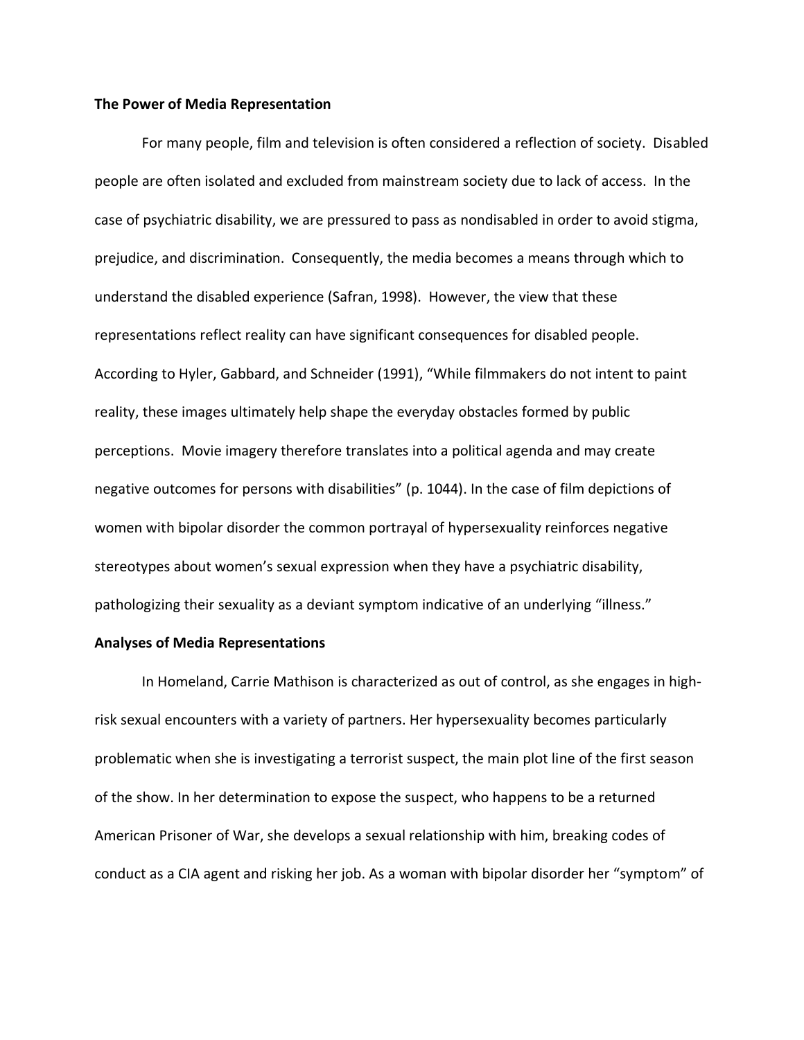**The Power of Media Representation**

For many people, film and television is often considered a reflection of society. Disabled people are often isolated and excluded from mainstream society due to lack of access. In the case of psychiatric disability, we are pressured to pass as nondisabled in order to avoid stigma, prejudice, and discrimination. Consequently, the media becomes a means through which to understand the disabled experience (Safran, 1998). However, the view that these representations reflect reality can have significant consequences for disabled people. According to Hyler, Gabbard, and Schneider (1991), "While filmmakers do not intent to paint reality, these images ultimately help shape the everyday obstacles formed by public perceptions. Movie imagery therefore translates into a political agenda and may create negative outcomes for persons with disabilities" (p. 1044). In the case of film depictions of women with bipolar disorder the common portrayal of hypersexuality reinforces negative stereotypes about women's sexual expression when they have a psychiatric disability, pathologizing their sexuality as a deviant symptom indicative of an underlying "illness."

**Analyses of Media Representations**

In Homeland, Carrie Mathison is characterized as out of control, as she engages in high-risk sexual encounters with a variety of partners. Her hypersexuality becomes particularly problematic when she is investigating a terrorist suspect, the main plot line of the first season of the show. In her determination to expose the suspect, who happens to be a returned American Prisoner of War, she develops a sexual relationship with him, breaking codes of conduct as a CIA agent and risking her job. As a woman with bipolar disorder her "symptom" of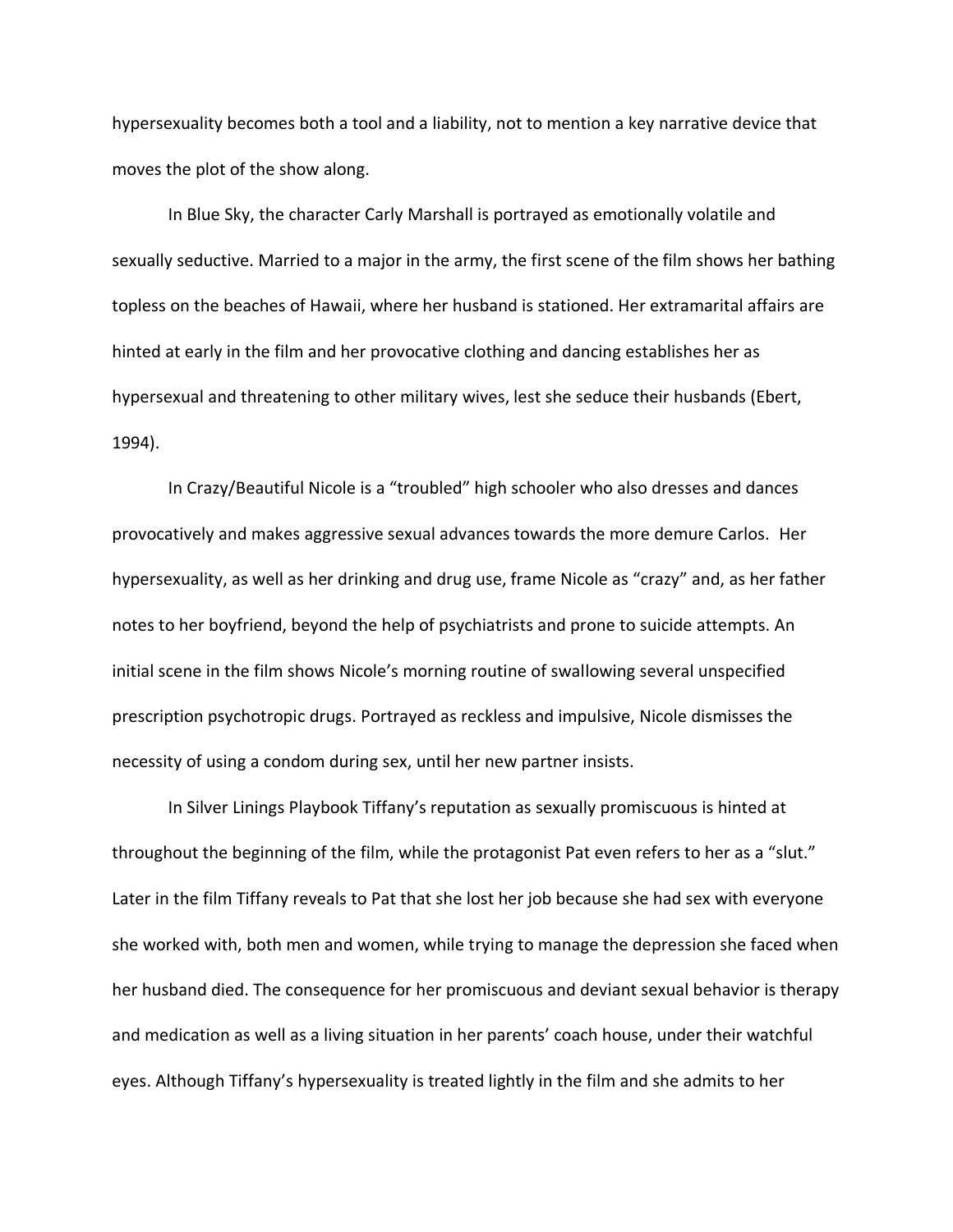hypersexuality becomes both a tool and a liability, not to mention a key narrative device that moves the plot of the show along.

In Blue Sky, the character Carly Marshall is portrayed as emotionally volatile and sexually seductive. Married to a major in the army, the first scene of the film shows her bathing topless on the beaches of Hawaii, where her husband is stationed. Her extramarital affairs are hinted at early in the film and her provocative clothing and dancing establishes her as hypersexual and threatening to other military wives, lest she seduce their husbands (Ebert, 1994).

In Crazy/Beautiful Nicole is a "troubled" high schooler who also dresses and dances provocatively and makes aggressive sexual advances towards the more demure Carlos. Her hypersexuality, as well as her drinking and drug use, frame Nicole as "crazy" and, as her father notes to her boyfriend, beyond the help of psychiatrists and prone to suicide attempts. An initial scene in the film shows Nicole's morning routine of swallowing several unspecified prescription psychotropic drugs. Portrayed as reckless and impulsive, Nicole dismisses the necessity of using a condom during sex, until her new partner insists.

In Silver Linings Playbook Tiffany's reputation as sexually promiscuous is hinted at throughout the beginning of the film, while the protagonist Pat even refers to her as a "slut." Later in the film Tiffany reveals to Pat that she lost her job because she had sex with everyone she worked with, both men and women, while trying to manage the depression she faced when her husband died. The consequence for her promiscuous and deviant sexual behavior is therapy and medication as well as a living situation in her parents' coach house, under their watchful eyes. Although Tiffany's hypersexuality is treated lightly in the film and she admits to her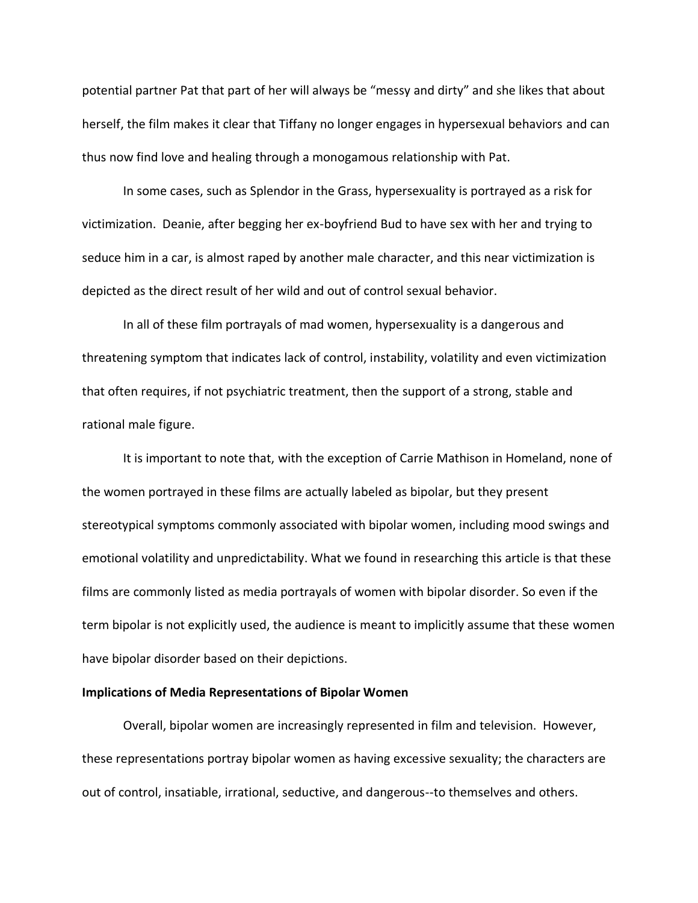potential partner Pat that part of her will always be "messy and dirty" and she likes that about herself, the film makes it clear that Tiffany no longer engages in hypersexual behaviors and can thus now find love and healing through a monogamous relationship with Pat.

In some cases, such as Splendor in the Grass, hypersexuality is portrayed as a risk for victimization. Deanie, after begging her ex-boyfriend Bud to have sex with her and trying to seduce him in a car, is almost raped by another male character, and this near victimization is depicted as the direct result of her wild and out of control sexual behavior.

In all of these film portrayals of mad women, hypersexuality is a dangerous and threatening symptom that indicates lack of control, instability, volatility and even victimization that often requires, if not psychiatric treatment, then the support of a strong, stable and rational male figure.

It is important to note that, with the exception of Carrie Mathison in Homeland, none of the women portrayed in these films are actually labeled as bipolar, but they present stereotypical symptoms commonly associated with bipolar women, including mood swings and emotional volatility and unpredictability. What we found in researching this article is that these films are commonly listed as media portrayals of women with bipolar disorder. So even if the term bipolar is not explicitly used, the audience is meant to implicitly assume that these women have bipolar disorder based on their depictions.

**Implications of Media Representations of Bipolar Women**

Overall, bipolar women are increasingly represented in film and television. However, these representations portray bipolar women as having excessive sexuality; the characters are out of control, insatiable, irrational, seductive, and dangerous--to themselves and others.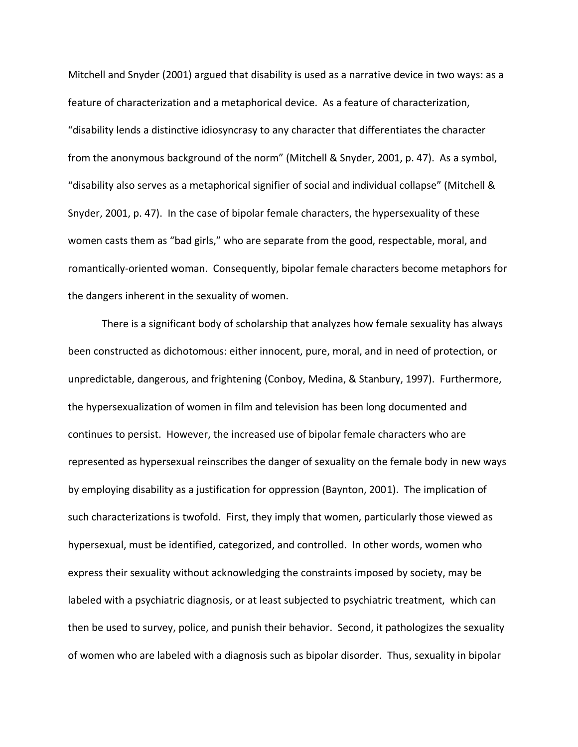Mitchell and Snyder (2001) argued that disability is used as a narrative device in two ways: as a feature of characterization and a metaphorical device. As a feature of characterization, "disability lends a distinctive idiosyncrasy to any character that differentiates the character from the anonymous background of the norm" (Mitchell & Snyder, 2001, p. 47). As a symbol, "disability also serves as a metaphorical signifier of social and individual collapse" (Mitchell & Snyder, 2001, p. 47). In the case of bipolar female characters, the hypersexuality of these women casts them as "bad girls," who are separate from the good, respectable, moral, and romantically-oriented woman. Consequently, bipolar female characters become metaphors for the dangers inherent in the sexuality of women.

There is a significant body of scholarship that analyzes how female sexuality has always been constructed as dichotomous: either innocent, pure, moral, and in need of protection, or unpredictable, dangerous, and frightening (Conboy, Medina, & Stanbury, 1997). Furthermore, the hypersexualization of women in film and television has been long documented and continues to persist. However, the increased use of bipolar female characters who are represented as hypersexual reinscribes the danger of sexuality on the female body in new ways by employing disability as a justification for oppression (Baynton, 2001). The implication of such characterizations is twofold. First, they imply that women, particularly those viewed as hypersexual, must be identified, categorized, and controlled. In other words, women who express their sexuality without acknowledging the constraints imposed by society, may be labeled with a psychiatric diagnosis, or at least subjected to psychiatric treatment, which can then be used to survey, police, and punish their behavior. Second, it pathologizes the sexuality of women who are labeled with a diagnosis such as bipolar disorder. Thus, sexuality in bipolar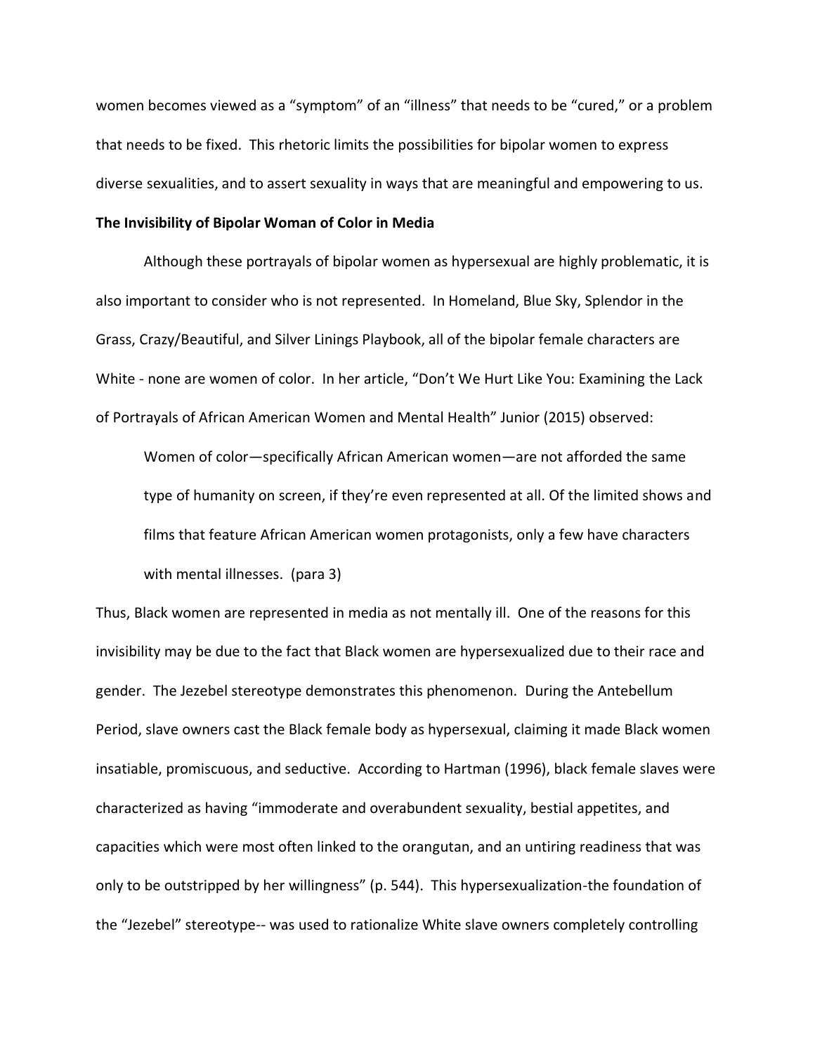women becomes viewed as a "symptom" of an "illness" that needs to be "cured," or a problem that needs to be fixed. This rhetoric limits the possibilities for bipolar women to express diverse sexualities, and to assert sexuality in ways that are meaningful and empowering to us.

**The Invisibility of Bipolar Woman of Color in Media**

Although these portrayals of bipolar women as hypersexual are highly problematic, it is also important to consider who is not represented. In Homeland, Blue Sky, Splendor in the Grass, Crazy/Beautiful, and Silver Linings Playbook, all of the bipolar female characters are White - none are women of color. In her article, "Don't We Hurt Like You: Examining the Lack of Portrayals of African American Women and Mental Health" Junior (2015) observed:

> Women of color—specifically African American women—are not afforded the same type of humanity on screen, if they're even represented at all. Of the limited shows and films that feature African American women protagonists, only a few have characters with mental illnesses. (para 3)

Thus, Black women are represented in media as not mentally ill. One of the reasons for this invisibility may be due to the fact that Black women are hypersexualized due to their race and gender. The Jezebel stereotype demonstrates this phenomenon. During the Antebellum Period, slave owners cast the Black female body as hypersexual, claiming it made Black women insatiable, promiscuous, and seductive. According to Hartman (1996), black female slaves were characterized as having "immoderate and overabundent sexuality, bestial appetites, and capacities which were most often linked to the orangutan, and an untiring readiness that was only to be outstripped by her willingness" (p. 544). This hypersexualization-the foundation of the "Jezebel" stereotype-- was used to rationalize White slave owners completely controlling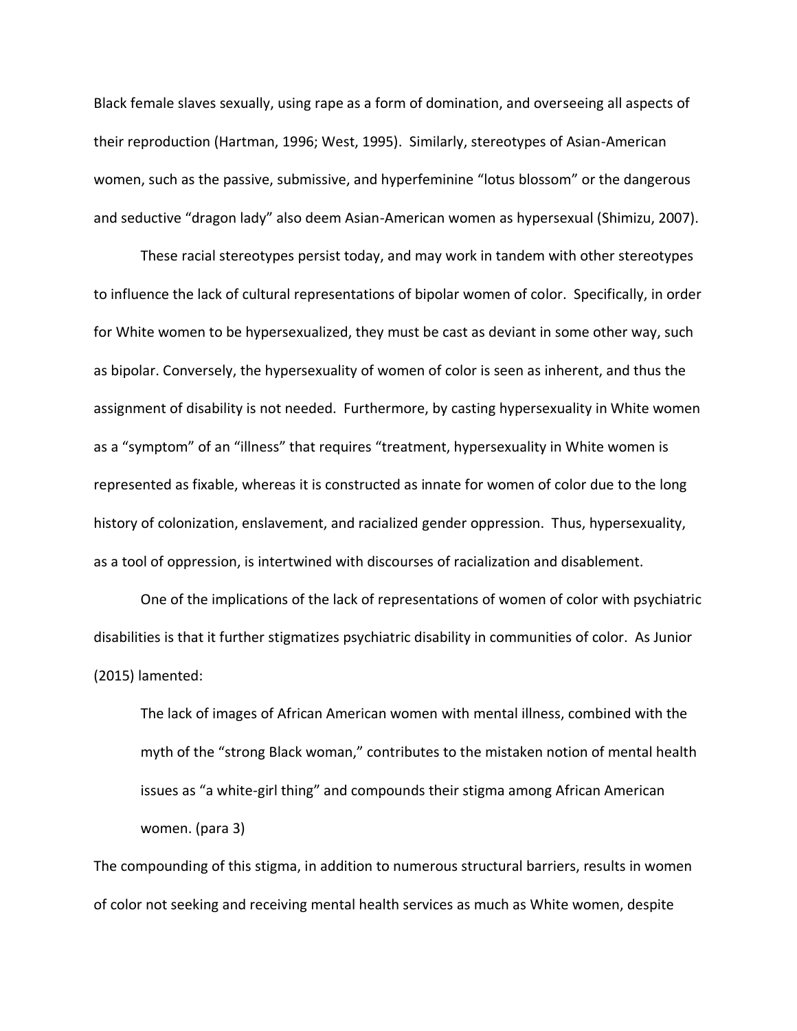Black female slaves sexually, using rape as a form of domination, and overseeing all aspects of their reproduction (Hartman, 1996; West, 1995). Similarly, stereotypes of Asian-American women, such as the passive, submissive, and hyperfeminine "lotus blossom" or the dangerous and seductive "dragon lady" also deem Asian-American women as hypersexual (Shimizu, 2007).

These racial stereotypes persist today, and may work in tandem with other stereotypes to influence the lack of cultural representations of bipolar women of color. Specifically, in order for White women to be hypersexualized, they must be cast as deviant in some other way, such as bipolar. Conversely, the hypersexuality of women of color is seen as inherent, and thus the assignment of disability is not needed. Furthermore, by casting hypersexuality in White women as a "symptom" of an "illness" that requires "treatment, hypersexuality in White women is represented as fixable, whereas it is constructed as innate for women of color due to the long history of colonization, enslavement, and racialized gender oppression. Thus, hypersexuality, as a tool of oppression, is intertwined with discourses of racialization and disablement.

One of the implications of the lack of representations of women of color with psychiatric disabilities is that it further stigmatizes psychiatric disability in communities of color. As Junior (2015) lamented:

> The lack of images of African American women with mental illness, combined with the myth of the "strong Black woman," contributes to the mistaken notion of mental health issues as "a white-girl thing" and compounds their stigma among African American women. (para 3)

The compounding of this stigma, in addition to numerous structural barriers, results in women of color not seeking and receiving mental health services as much as White women, despite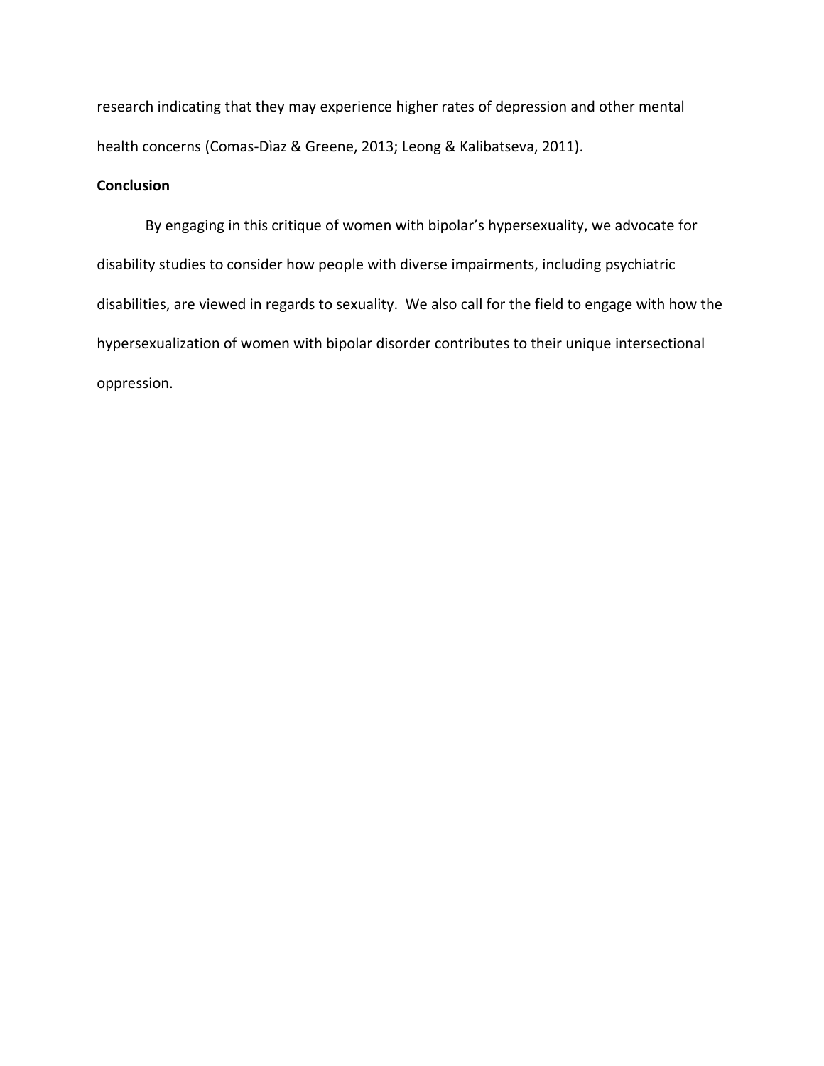research indicating that they may experience higher rates of depression and other mental health concerns (Comas-Dìaz & Greene, 2013; Leong & Kalibatseva, 2011).

## Conclusion

By engaging in this critique of women with bipolar's hypersexuality, we advocate for disability studies to consider how people with diverse impairments, including psychiatric disabilities, are viewed in regards to sexuality. We also call for the field to engage with how the hypersexualization of women with bipolar disorder contributes to their unique intersectional oppression.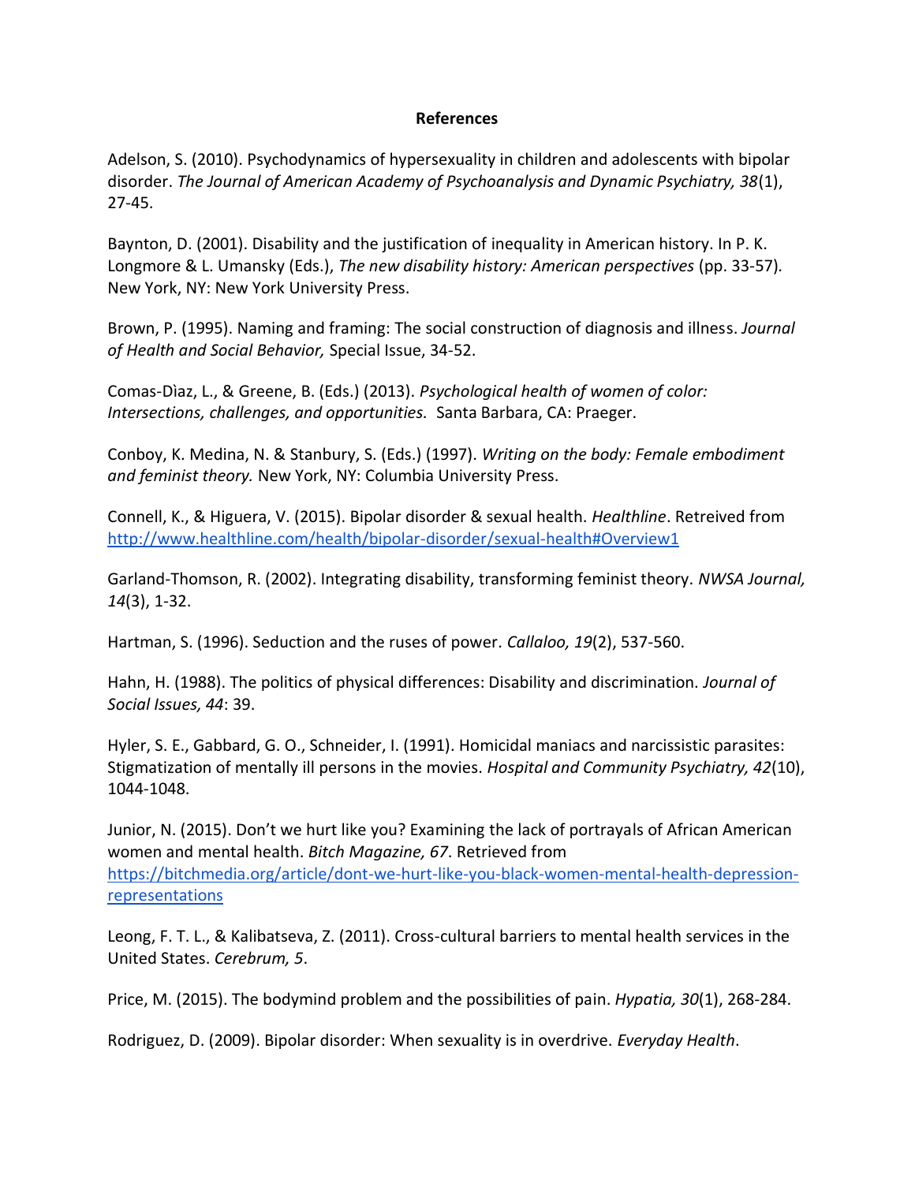# References

Adelson, S. (2010). Psychodynamics of hypersexuality in children and adolescents with bipolar disorder. *The Journal of American Academy of Psychoanalysis and Dynamic Psychiatry, 38*(1), 27-45.

Baynton, D. (2001). Disability and the justification of inequality in American history. In P. K. Longmore & L. Umansky (Eds.), *The new disability history: American perspectives* (pp. 33-57). New York, NY: New York University Press.

Brown, P. (1995). Naming and framing: The social construction of diagnosis and illness. *Journal of Health and Social Behavior,* Special Issue, 34-52.

Comas-Dìaz, L., & Greene, B. (Eds.) (2013). *Psychological health of women of color: Intersections, challenges, and opportunities.* Santa Barbara, CA: Praeger.

Conboy, K. Medina, N. & Stanbury, S. (Eds.) (1997). *Writing on the body: Female embodiment and feminist theory.* New York, NY: Columbia University Press.

Connell, K., & Higuera, V. (2015). Bipolar disorder & sexual health. *Healthline*. Retreived from http://www.healthline.com/health/bipolar-disorder/sexual-health#Overview1

Garland-Thomson, R. (2002). Integrating disability, transforming feminist theory. *NWSA Journal, 14*(3), 1-32.

Hartman, S. (1996). Seduction and the ruses of power. *Callaloo, 19*(2), 537-560.

Hahn, H. (1988). The politics of physical differences: Disability and discrimination. *Journal of Social Issues, 44*: 39.

Hyler, S. E., Gabbard, G. O., Schneider, I. (1991). Homicidal maniacs and narcissistic parasites: Stigmatization of mentally ill persons in the movies. *Hospital and Community Psychiatry, 42*(10), 1044-1048.

Junior, N. (2015). Don't we hurt like you? Examining the lack of portrayals of African American women and mental health. *Bitch Magazine, 67*. Retrieved from https://bitchmedia.org/article/dont-we-hurt-like-you-black-women-mental-health-depression-representations

Leong, F. T. L., & Kalibatseva, Z. (2011). Cross-cultural barriers to mental health services in the United States. *Cerebrum, 5*.

Price, M. (2015). The bodymind problem and the possibilities of pain. *Hypatia, 30*(1), 268-284.

Rodriguez, D. (2009). Bipolar disorder: When sexuality is in overdrive. *Everyday Health*.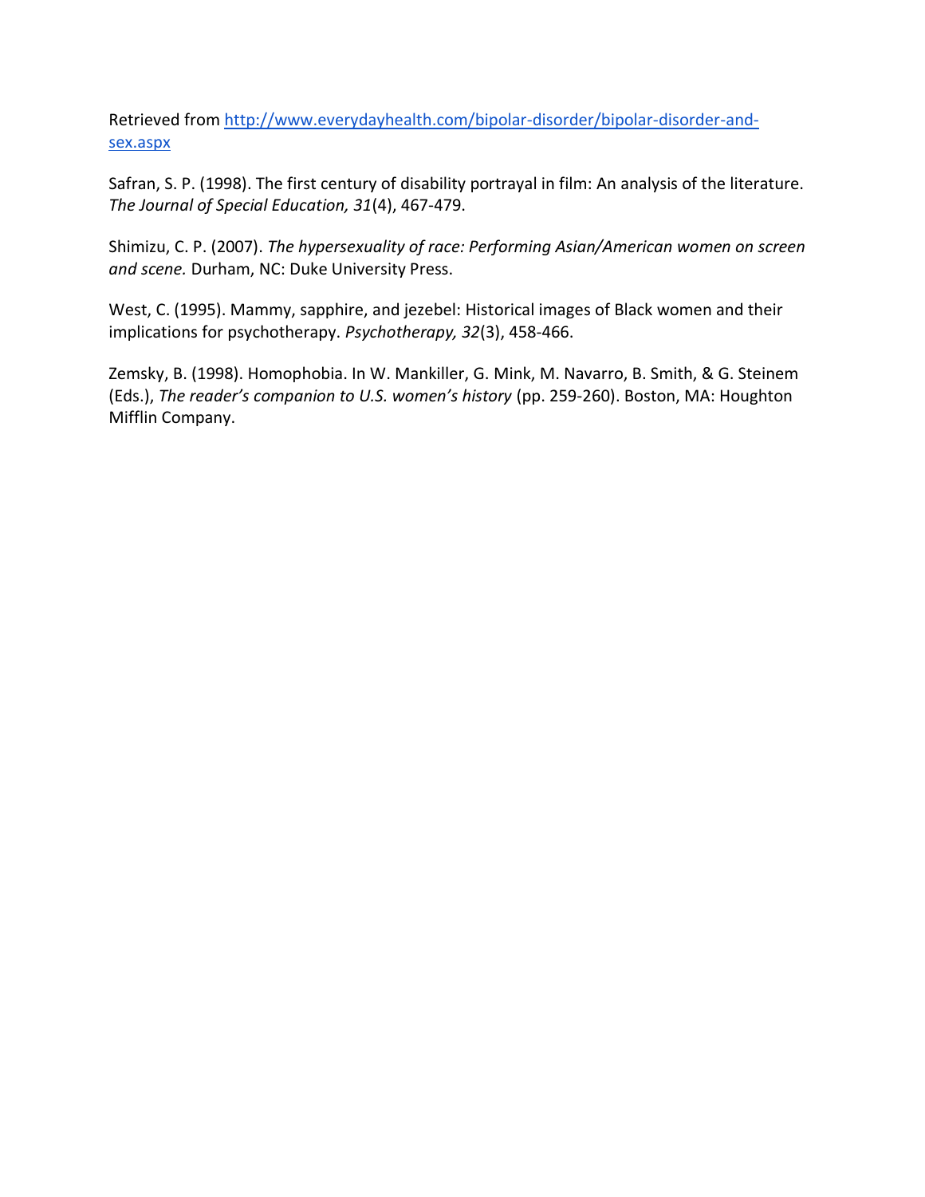Retrieved from http://www.everydayhealth.com/bipolar-disorder/bipolar-disorder-and-sex.aspx

Safran, S. P. (1998). The first century of disability portrayal in film: An analysis of the literature. *The Journal of Special Education, 31*(4), 467-479.

Shimizu, C. P. (2007). *The hypersexuality of race: Performing Asian/American women on screen and scene.* Durham, NC: Duke University Press.

West, C. (1995). Mammy, sapphire, and jezebel: Historical images of Black women and their implications for psychotherapy. *Psychotherapy, 32*(3), 458-466.

Zemsky, B. (1998). Homophobia. In W. Mankiller, G. Mink, M. Navarro, B. Smith, & G. Steinem (Eds.), *The reader's companion to U.S. women's history* (pp. 259-260). Boston, MA: Houghton Mifflin Company.